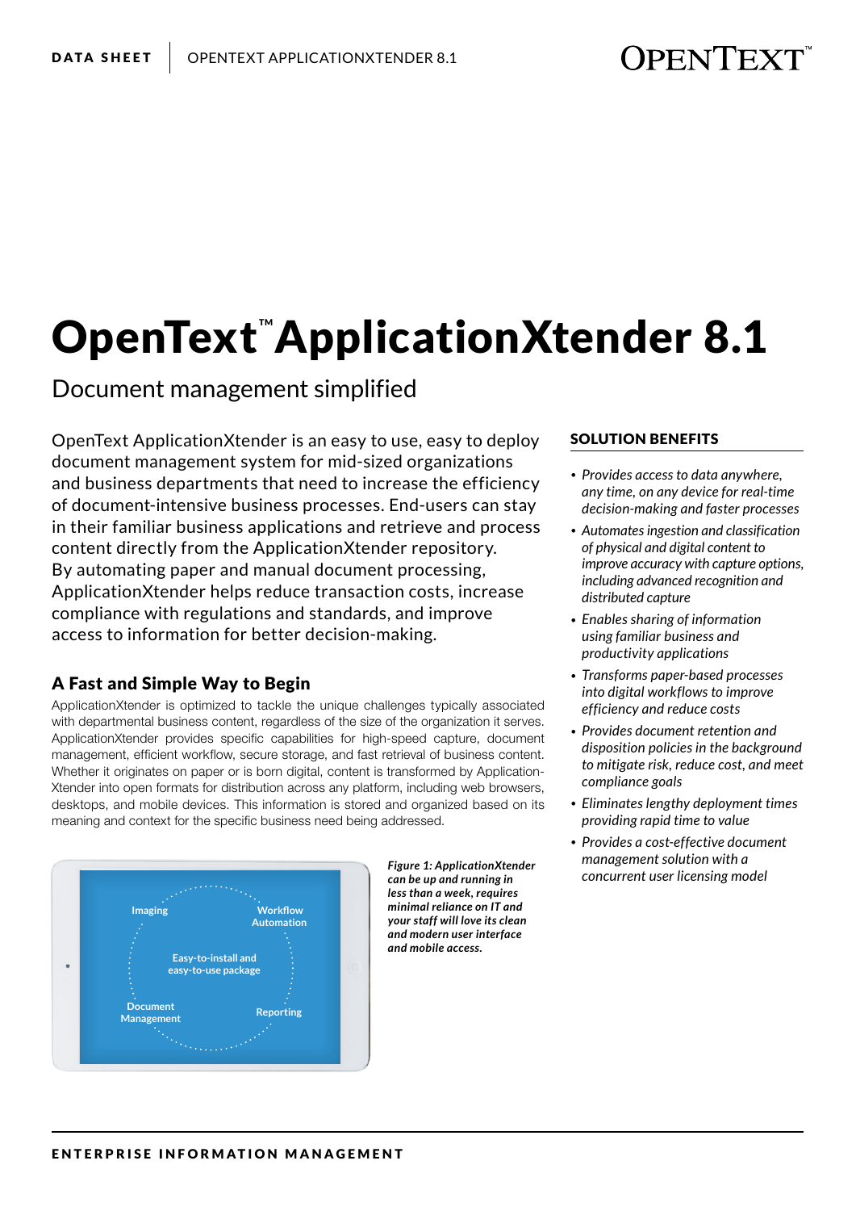# OpenText™ ApplicationXtender 8.1

## Document management simplified

OpenText ApplicationXtender is an easy to use, easy to deploy document management system for mid-sized organizations and business departments that need to increase the efficiency of document-intensive business processes. End-users can stay in their familiar business applications and retrieve and process content directly from the ApplicationXtender repository. By automating paper and manual document processing, ApplicationXtender helps reduce transaction costs, increase compliance with regulations and standards, and improve access to information for better decision-making.

### A Fast and Simple Way to Begin

ApplicationXtender is optimized to tackle the unique challenges typically associated with departmental business content, regardless of the size of the organization it serves. ApplicationXtender provides specific capabilities for high-speed capture, document management, efficient workflow, secure storage, and fast retrieval of business content. Whether it originates on paper or is born digital, content is transformed by Application-Xtender into open formats for distribution across any platform, including web browsers, desktops, and mobile devices. This information is stored and organized based on its meaning and context for the specific business need being addressed.

Imaging

Workflow Automation

Easy-to-install and easy-to-use package

Document Management

Reporting

*Figure 1: ApplicationXtender can be up and running in less than a week, requires minimal reliance on IT and your staff will love its clean and modern user interface and mobile access.*

### SOLUTION BENEFITS

- *Provides access to data anywhere, any time, on any device for real-time decision-making and faster processes*
- *Automates ingestion and classification of physical and digital content to improve accuracy with capture options, including advanced recognition and distributed capture*
- *Enables sharing of information using familiar business and productivity applications*
- *Transforms paper-based processes into digital workflows to improve efficiency and reduce costs*
- *Provides document retention and disposition policies in the background to mitigate risk, reduce cost, and meet compliance goals*
- *Eliminates lengthy deployment times providing rapid time to value*
- *Provides a cost-effective document management solution with a concurrent user licensing model*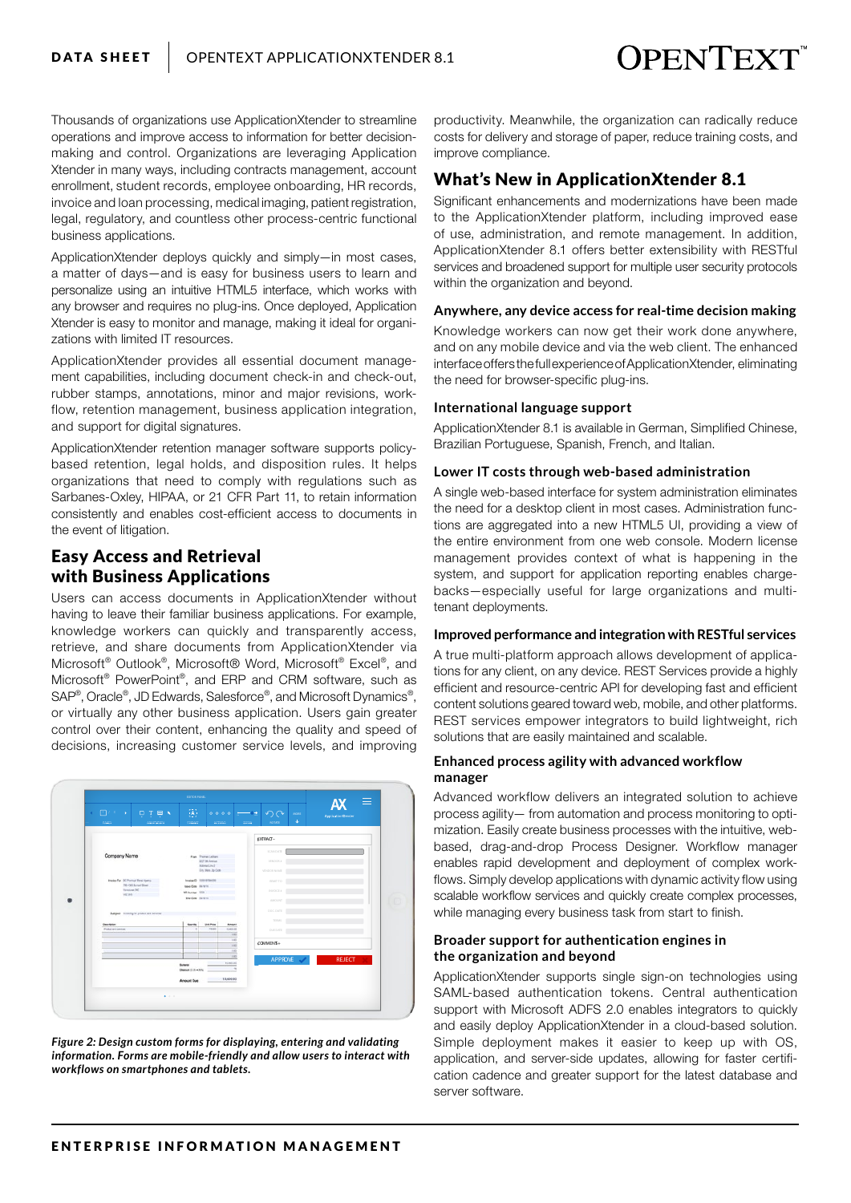Thousands of organizations use ApplicationXtender to streamline operations and improve access to information for better decision-making and control. Organizations are leveraging ApplicationXtender in many ways, including contracts management, account enrollment, student records, employee onboarding, HR records, invoice and loan processing, medical imaging, patient registration, legal, regulatory, and countless other process-centric functional business applications.

ApplicationXtender deploys quickly and simply—in most cases, a matter of days—and is easy for business users to learn and personalize using an intuitive HTML5 interface, which works with any browser and requires no plug-ins. Once deployed, ApplicationXtender is easy to monitor and manage, making it ideal for organizations with limited IT resources.

ApplicationXtender provides all essential document management capabilities, including document check-in and check-out, rubber stamps, annotations, minor and major revisions, workflow, retention management, business application integration, and support for digital signatures.

ApplicationXtender retention manager software supports policy-based retention, legal holds, and disposition rules. It helps organizations that need to comply with regulations such as Sarbanes-Oxley, HIPAA, or 21 CFR Part 11, to retain information consistently and enables cost-efficient access to documents in the event of litigation.

## Easy Access and Retrieval with Business Applications

Users can access documents in ApplicationXtender without having to leave their familiar business applications. For example, knowledge workers can quickly and transparently access, retrieve, and share documents from ApplicationXtender via Microsoft® Outlook®, Microsoft® Word, Microsoft® Excel®, and Microsoft® PowerPoint®, and ERP and CRM software, such as SAP®, Oracle®, JD Edwards, Salesforce®, and Microsoft Dynamics®, or virtually any other business application. Users gain greater control over their content, enhancing the quality and speed of decisions, increasing customer service levels, and improving productivity. Meanwhile, the organization can radically reduce costs for delivery and storage of paper, reduce training costs, and improve compliance.

*Figure 2: Design custom forms for displaying, entering and validating information. Forms are mobile-friendly and allow users to interact with workflows on smartphones and tablets.*

## What's New in ApplicationXtender 8.1

Significant enhancements and modernizations have been made to the ApplicationXtender platform, including improved ease of use, administration, and remote management. In addition, ApplicationXtender 8.1 offers better extensibility with RESTful services and broadened support for multiple user security protocols within the organization and beyond.

### Anywhere, any device access for real-time decision making

Knowledge workers can now get their work done anywhere, and on any mobile device and via the web client. The enhanced interface offers the full experience of ApplicationXtender, eliminating the need for browser-specific plug-ins.

### International language support

ApplicationXtender 8.1 is available in German, Simplified Chinese, Brazilian Portuguese, Spanish, French, and Italian.

### Lower IT costs through web-based administration

A single web-based interface for system administration eliminates the need for a desktop client in most cases. Administration functions are aggregated into a new HTML5 UI, providing a view of the entire environment from one web console. Modern license management provides context of what is happening in the system, and support for application reporting enables chargebacks—especially useful for large organizations and multi-tenant deployments.

### Improved performance and integration with RESTful services

A true multi-platform approach allows development of applications for any client, on any device. REST Services provide a highly efficient and resource-centric API for developing fast and efficient content solutions geared toward web, mobile, and other platforms. REST services empower integrators to build lightweight, rich solutions that are easily maintained and scalable.

### Enhanced process agility with advanced workflow manager

Advanced workflow delivers an integrated solution to achieve process agility— from automation and process monitoring to optimization. Easily create business processes with the intuitive, web-based, drag-and-drop Process Designer. Workflow manager enables rapid development and deployment of complex workflows. Simply develop applications with dynamic activity flow using scalable workflow services and quickly create complex processes, while managing every business task from start to finish.

### Broader support for authentication engines in the organization and beyond

ApplicationXtender supports single sign-on technologies using SAML-based authentication tokens. Central authentication support with Microsoft ADFS 2.0 enables integrators to quickly and easily deploy ApplicationXtender in a cloud-based solution. Simple deployment makes it easier to keep up with OS, application, and server-side updates, allowing for faster certification cadence and greater support for the latest database and server software.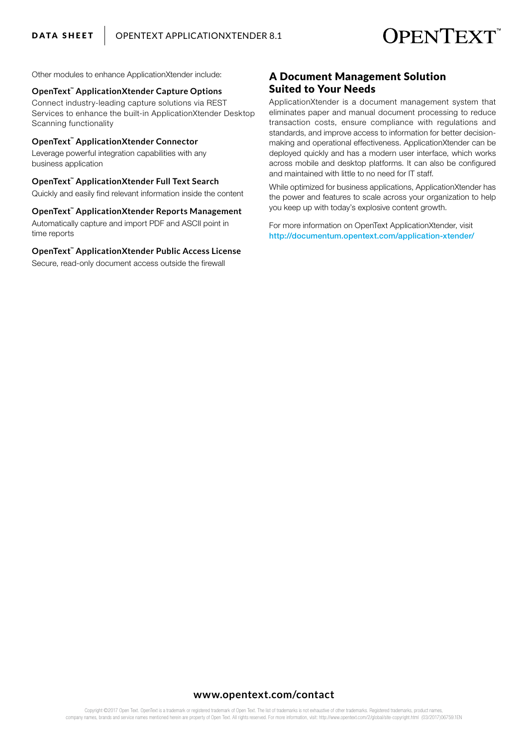Other modules to enhance ApplicationXtender include:

**OpenText™ ApplicationXtender Capture Options**

Connect industry-leading capture solutions via REST Services to enhance the built-in ApplicationXtender Desktop Scanning functionality

**OpenText™ ApplicationXtender Connector**

Leverage powerful integration capabilities with any business application

**OpenText™ ApplicationXtender Full Text Search**

Quickly and easily find relevant information inside the content

**OpenText™ ApplicationXtender Reports Management**

Automatically capture and import PDF and ASCII point in time reports

**OpenText™ ApplicationXtender Public Access License**

Secure, read-only document access outside the firewall

## A Document Management Solution Suited to Your Needs

ApplicationXtender is a document management system that eliminates paper and manual document processing to reduce transaction costs, ensure compliance with regulations and standards, and improve access to information for better decision-making and operational effectiveness. ApplicationXtender can be deployed quickly and has a modern user interface, which works across mobile and desktop platforms. It can also be configured and maintained with little to no need for IT staff.

While optimized for business applications, ApplicationXtender has the power and features to scale across your organization to help you keep up with today's explosive content growth.

For more information on OpenText ApplicationXtender, visit http://documentum.opentext.com/application-xtender/

**www.opentext.com/contact**

Copyright ©2017 Open Text. OpenText is a trademark or registered trademark of Open Text. The list of trademarks is not exhaustive of other trademarks. Registered trademarks, product names, company names, brands and service names mentioned herein are property of Open Text. All rights reserved. For more information, visit: http://www.opentext.com/2/global/site-copyright.html (03/2017)06759.1EN